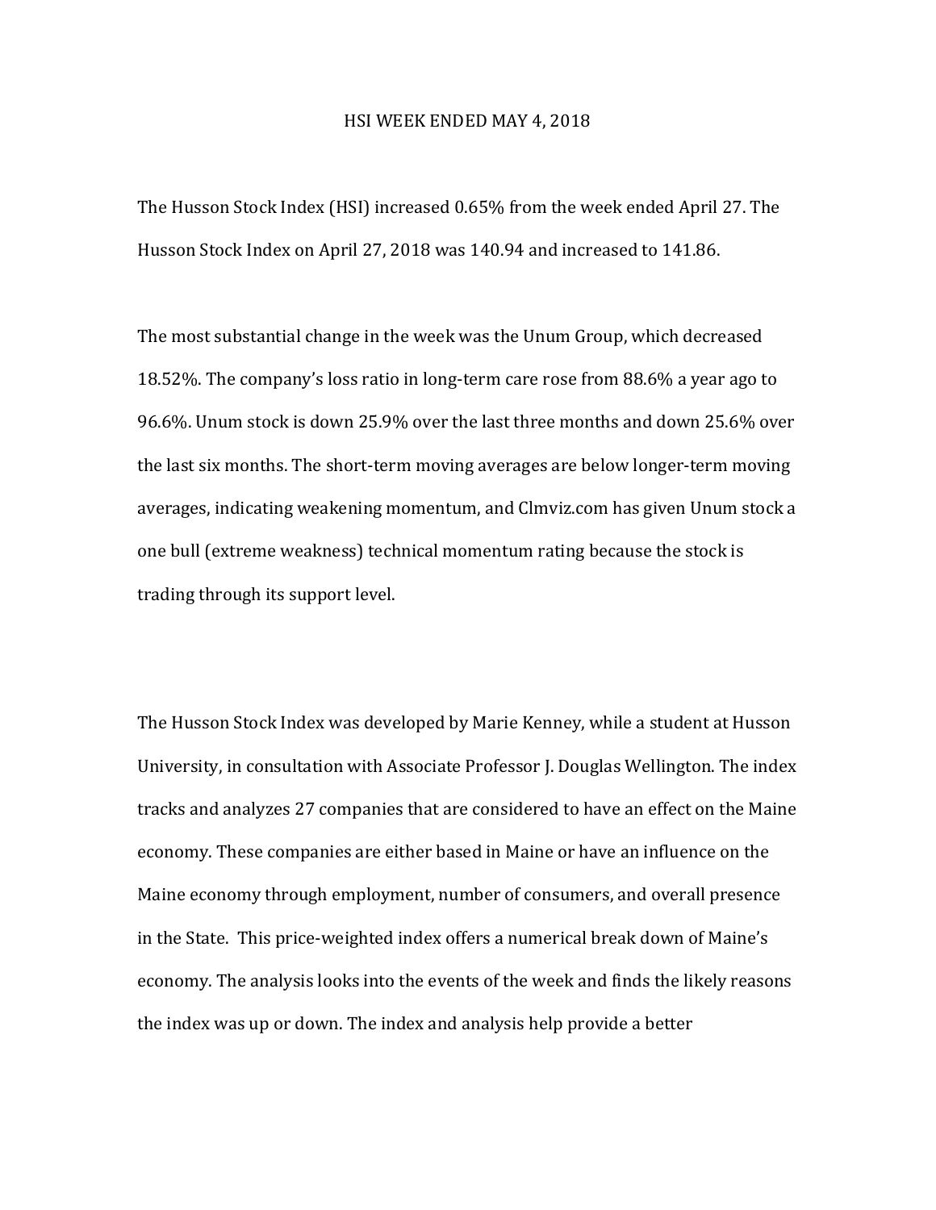# HSI WEEK ENDED MAY 4, 2018

The Husson Stock Index (HSI) increased 0.65% from the week ended April 27. The Husson Stock Index on April 27, 2018 was 140.94 and increased to 141.86.

The most substantial change in the week was the Unum Group, which decreased 18.52%. The company's loss ratio in long-term care rose from 88.6% a year ago to 96.6%. Unum stock is down 25.9% over the last three months and down 25.6% over the last six months. The short-term moving averages are below longer-term moving averages, indicating weakening momentum, and Clmviz.com has given Unum stock a one bull (extreme weakness) technical momentum rating because the stock is trading through its support level.

The Husson Stock Index was developed by Marie Kenney, while a student at Husson University, in consultation with Associate Professor J. Douglas Wellington. The index tracks and analyzes 27 companies that are considered to have an effect on the Maine economy. These companies are either based in Maine or have an influence on the Maine economy through employment, number of consumers, and overall presence in the State. This price-weighted index offers a numerical break down of Maine's economy. The analysis looks into the events of the week and finds the likely reasons the index was up or down. The index and analysis help provide a better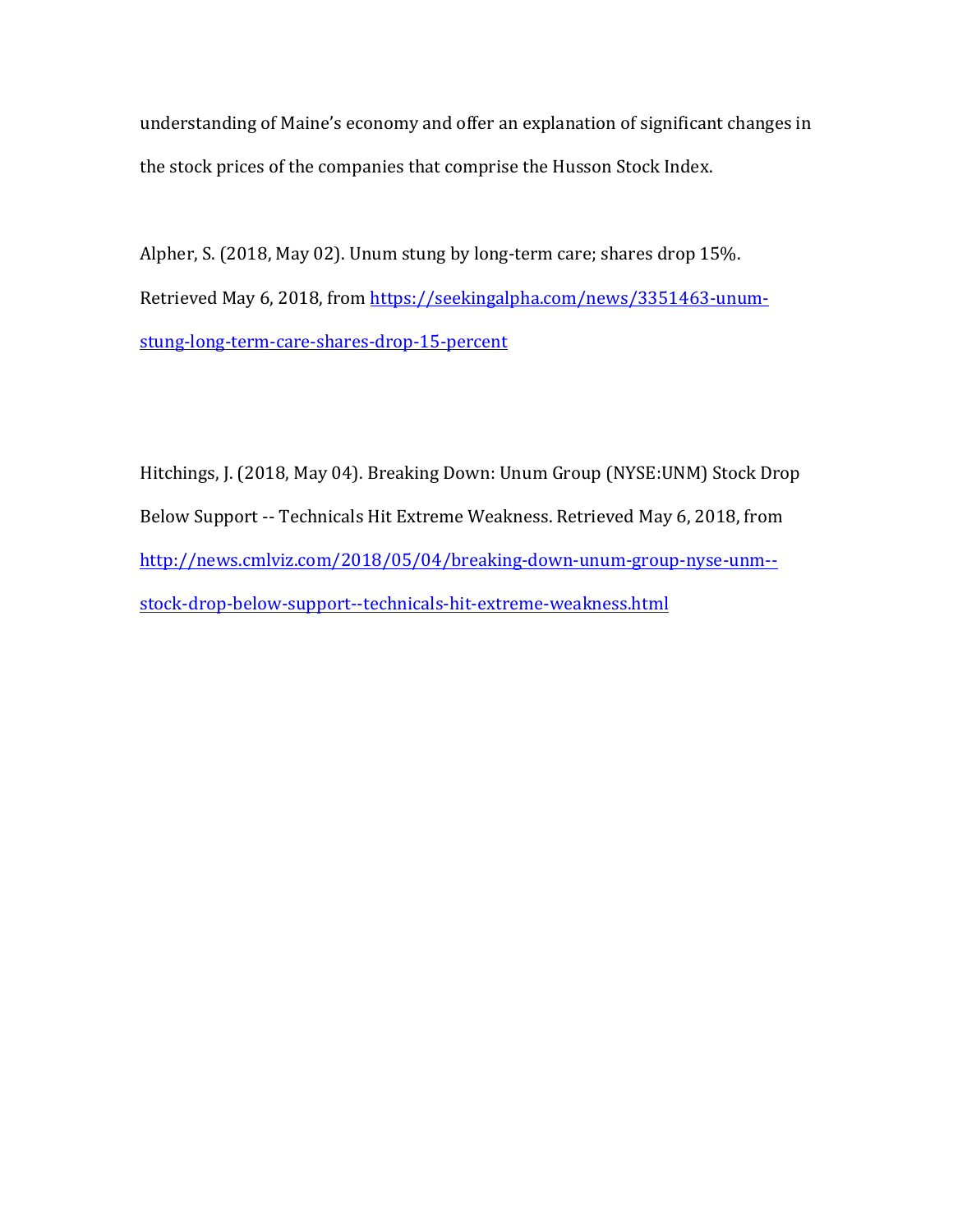understanding of Maine's economy and offer an explanation of significant changes in the stock prices of the companies that comprise the Husson Stock Index.

Alpher, S. (2018, May 02). Unum stung by long-term care; shares drop 15%. Retrieved May 6, 2018, from [https://seekingalpha.com/news/3351463-unum-stung-long-term-care-shares-drop-15-percent](https://seekingalpha.com/news/3351463-unum-stung-long-term-care-shares-drop-15-percent)

Hitchings, J. (2018, May 04). Breaking Down: Unum Group (NYSE:UNM) Stock Drop Below Support -- Technicals Hit Extreme Weakness. Retrieved May 6, 2018, from [http://news.cmlviz.com/2018/05/04/breaking-down-unum-group-nyse-unm--stock-drop-below-support--technicals-hit-extreme-weakness.html](http://news.cmlviz.com/2018/05/04/breaking-down-unum-group-nyse-unm--stock-drop-below-support--technicals-hit-extreme-weakness.html)